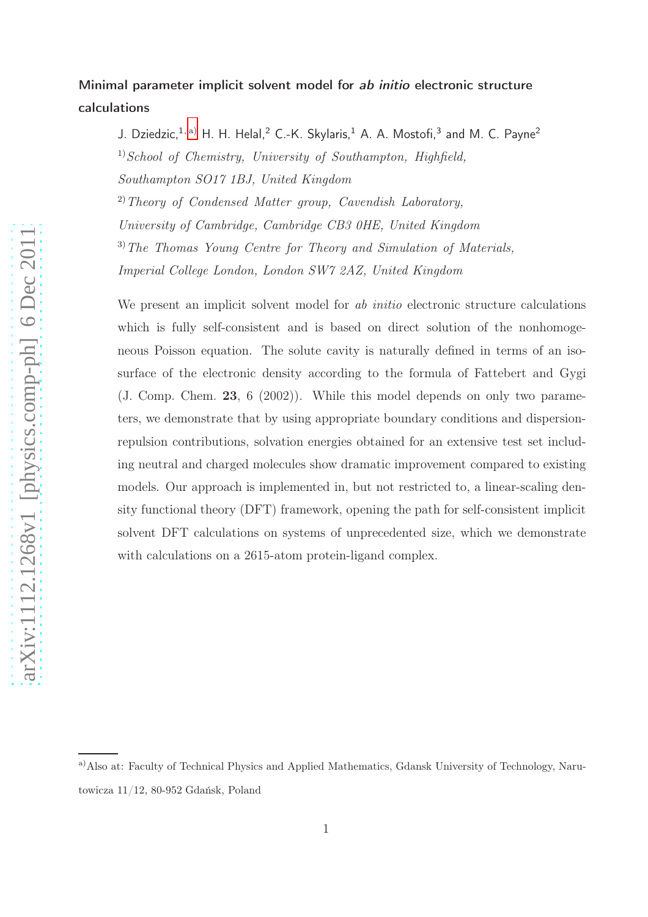# Minimal parameter implicit solvent model for *ab initio* electronic structure calculations

J. Dziedzic,[1,a] H. H. Helal,[2] C.-K. Skylaris,[1] A. A. Mostofi,[3] and M. C. Payne[2]

[1] *School of Chemistry, University of Southampton, Highfield, Southampton SO17 1BJ, United Kingdom*

[2] *Theory of Condensed Matter group, Cavendish Laboratory, University of Cambridge, Cambridge CB3 0HE, United Kingdom*

[3] *The Thomas Young Centre for Theory and Simulation of Materials, Imperial College London, London SW7 2AZ, United Kingdom*

We present an implicit solvent model for *ab initio* electronic structure calculations which is fully self-consistent and is based on direct solution of the nonhomogeneous Poisson equation. The solute cavity is naturally defined in terms of an isosurface of the electronic density according to the formula of Fattebert and Gygi (J. Comp. Chem. **23**, 6 (2002)). While this model depends on only two parameters, we demonstrate that by using appropriate boundary conditions and dispersion-repulsion contributions, solvation energies obtained for an extensive test set including neutral and charged molecules show dramatic improvement compared to existing models. Our approach is implemented in, but not restricted to, a linear-scaling density functional theory (DFT) framework, opening the path for self-consistent implicit solvent DFT calculations on systems of unprecedented size, which we demonstrate with calculations on a 2615-atom protein-ligand complex.

[a] Also at: Faculty of Technical Physics and Applied Mathematics, Gdansk University of Technology, Narutowicza 11/12, 80-952 Gdańsk, Poland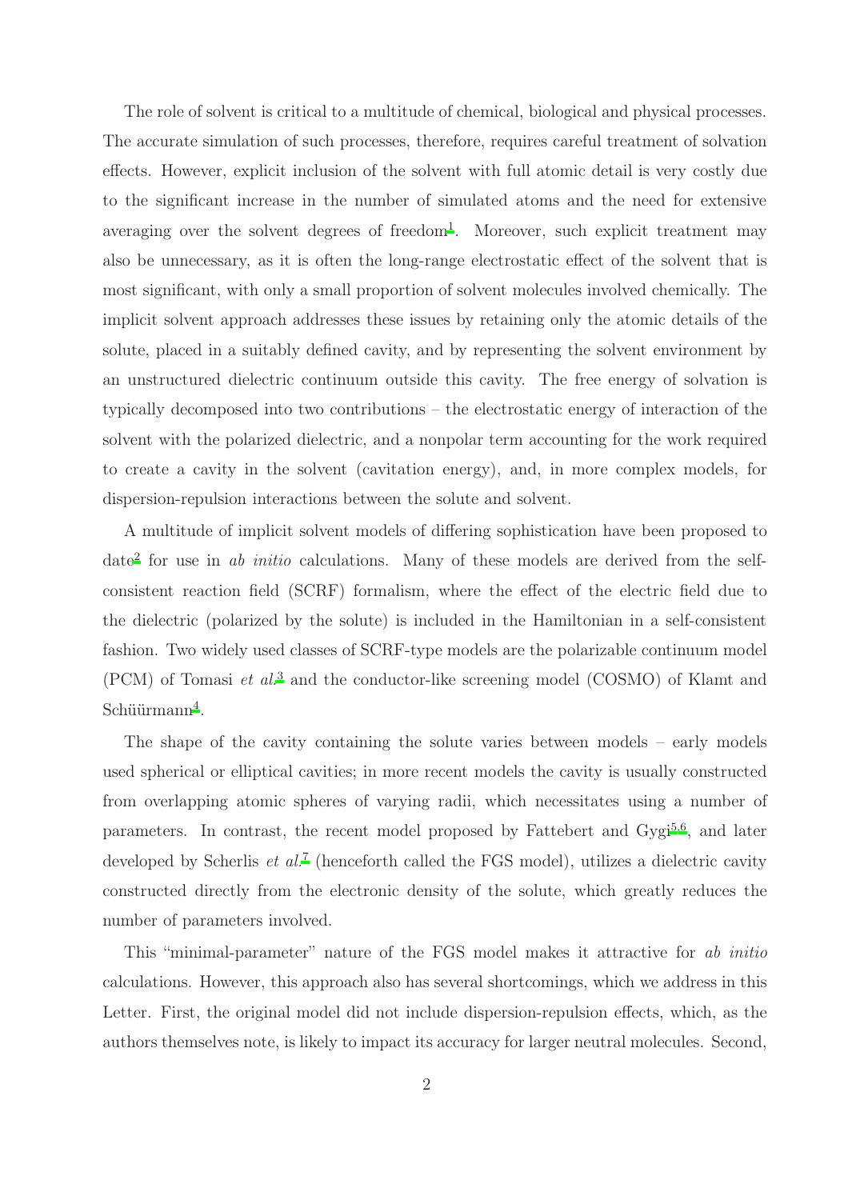The role of solvent is critical to a multitude of chemical, biological and physical processes. The accurate simulation of such processes, therefore, requires careful treatment of solvation effects. However, explicit inclusion of the solvent with full atomic detail is very costly due to the significant increase in the number of simulated atoms and the need for extensive averaging over the solvent degrees of freedom[1]. Moreover, such explicit treatment may also be unnecessary, as it is often the long-range electrostatic effect of the solvent that is most significant, with only a small proportion of solvent molecules involved chemically. The implicit solvent approach addresses these issues by retaining only the atomic details of the solute, placed in a suitably defined cavity, and by representing the solvent environment by an unstructured dielectric continuum outside this cavity. The free energy of solvation is typically decomposed into two contributions – the electrostatic energy of interaction of the solvent with the polarized dielectric, and a nonpolar term accounting for the work required to create a cavity in the solvent (cavitation energy), and, in more complex models, for dispersion-repulsion interactions between the solute and solvent.

A multitude of implicit solvent models of differing sophistication have been proposed to date[2] for use in *ab initio* calculations. Many of these models are derived from the self-consistent reaction field (SCRF) formalism, where the effect of the electric field due to the dielectric (polarized by the solute) is included in the Hamiltonian in a self-consistent fashion. Two widely used classes of SCRF-type models are the polarizable continuum model (PCM) of Tomasi *et al.*[3] and the conductor-like screening model (COSMO) of Klamt and Schüürmann[4].

The shape of the cavity containing the solute varies between models – early models used spherical or elliptical cavities; in more recent models the cavity is usually constructed from overlapping atomic spheres of varying radii, which necessitates using a number of parameters. In contrast, the recent model proposed by Fattebert and Gygi[5,6], and later developed by Scherlis *et al.*[7] (henceforth called the FGS model), utilizes a dielectric cavity constructed directly from the electronic density of the solute, which greatly reduces the number of parameters involved.

This "minimal-parameter" nature of the FGS model makes it attractive for *ab initio* calculations. However, this approach also has several shortcomings, which we address in this Letter. First, the original model did not include dispersion-repulsion effects, which, as the authors themselves note, is likely to impact its accuracy for larger neutral molecules. Second,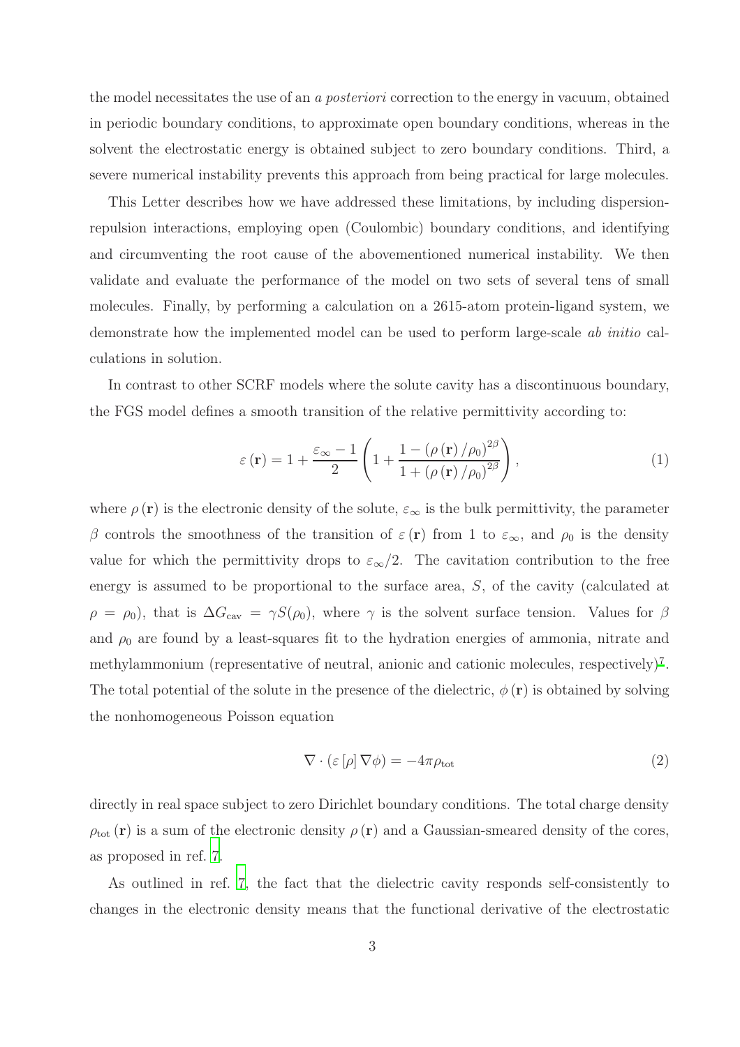the model necessitates the use of an *a posteriori* correction to the energy in vacuum, obtained in periodic boundary conditions, to approximate open boundary conditions, whereas in the solvent the electrostatic energy is obtained subject to zero boundary conditions. Third, a severe numerical instability prevents this approach from being practical for large molecules.

This Letter describes how we have addressed these limitations, by including dispersion-repulsion interactions, employing open (Coulombic) boundary conditions, and identifying and circumventing the root cause of the abovementioned numerical instability. We then validate and evaluate the performance of the model on two sets of several tens of small molecules. Finally, by performing a calculation on a 2615-atom protein-ligand system, we demonstrate how the implemented model can be used to perform large-scale *ab initio* calculations in solution.

In contrast to other SCRF models where the solute cavity has a discontinuous boundary, the FGS model defines a smooth transition of the relative permittivity according to:

$$\varepsilon(\mathbf{r}) = 1 + \frac{\varepsilon_\infty - 1}{2}\left(1 + \frac{1 - (\rho(\mathbf{r})/\rho_0)^{2\beta}}{1 + (\rho(\mathbf{r})/\rho_0)^{2\beta}}\right), \tag{1}$$

where $\rho(\mathbf{r})$ is the electronic density of the solute, $\varepsilon_\infty$ is the bulk permittivity, the parameter $\beta$ controls the smoothness of the transition of $\varepsilon(\mathbf{r})$ from 1 to $\varepsilon_\infty$, and $\rho_0$ is the density value for which the permittivity drops to $\varepsilon_\infty/2$. The cavitation contribution to the free energy is assumed to be proportional to the surface area, $S$, of the cavity (calculated at $\rho = \rho_0$), that is $\Delta G_{\mathrm{cav}} = \gamma S(\rho_0)$, where $\gamma$ is the solvent surface tension. Values for $\beta$ and $\rho_0$ are found by a least-squares fit to the hydration energies of ammonia, nitrate and methylammonium (representative of neutral, anionic and cationic molecules, respectively)[7]. The total potential of the solute in the presence of the dielectric, $\phi(\mathbf{r})$ is obtained by solving the nonhomogeneous Poisson equation

$$\nabla \cdot (\varepsilon[\rho]\nabla\phi) = -4\pi\rho_{\mathrm{tot}} \tag{2}$$

directly in real space subject to zero Dirichlet boundary conditions. The total charge density $\rho_{\mathrm{tot}}(\mathbf{r})$ is a sum of the electronic density $\rho(\mathbf{r})$ and a Gaussian-smeared density of the cores, as proposed in ref. 7.

As outlined in ref. 7, the fact that the dielectric cavity responds self-consistently to changes in the electronic density means that the functional derivative of the electrostatic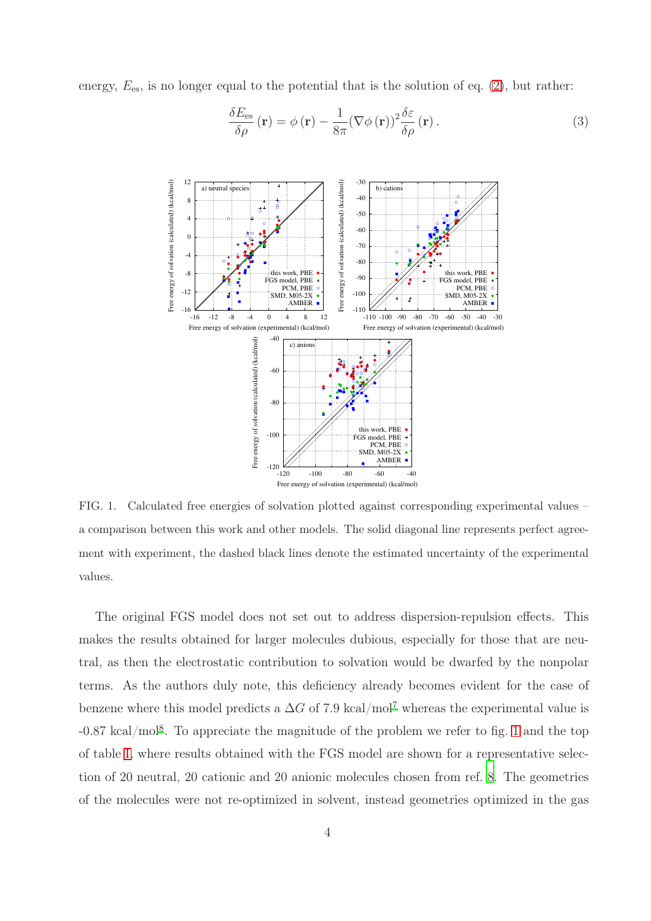energy, $E_{\mathrm{es}}$, is no longer equal to the potential that is the solution of eq. (2), but rather:

$$\frac{\delta E_{\mathrm{es}}}{\delta \rho}(\mathbf{r}) = \phi(\mathbf{r}) - \frac{1}{8\pi}(\nabla\phi(\mathbf{r}))^2 \frac{\delta \varepsilon}{\delta \rho}(\mathbf{r}). \tag{3}$$

FIG. 1. Calculated free energies of solvation plotted against corresponding experimental values – a comparison between this work and other models. The solid diagonal line represents perfect agreement with experiment, the dashed black lines denote the estimated uncertainty of the experimental values.

The original FGS model does not set out to address dispersion-repulsion effects. This makes the results obtained for larger molecules dubious, especially for those that are neutral, as then the electrostatic contribution to solvation would be dwarfed by the nonpolar terms. As the authors duly note, this deficiency already becomes evident for the case of benzene where this model predicts a $\Delta G$ of 7.9 kcal/mol[7] whereas the experimental value is -0.87 kcal/mol[8]. To appreciate the magnitude of the problem we refer to fig. 1 and the top of table I, where results obtained with the FGS model are shown for a representative selection of 20 neutral, 20 cationic and 20 anionic molecules chosen from ref. 8. The geometries of the molecules were not re-optimized in solvent, instead geometries optimized in the gas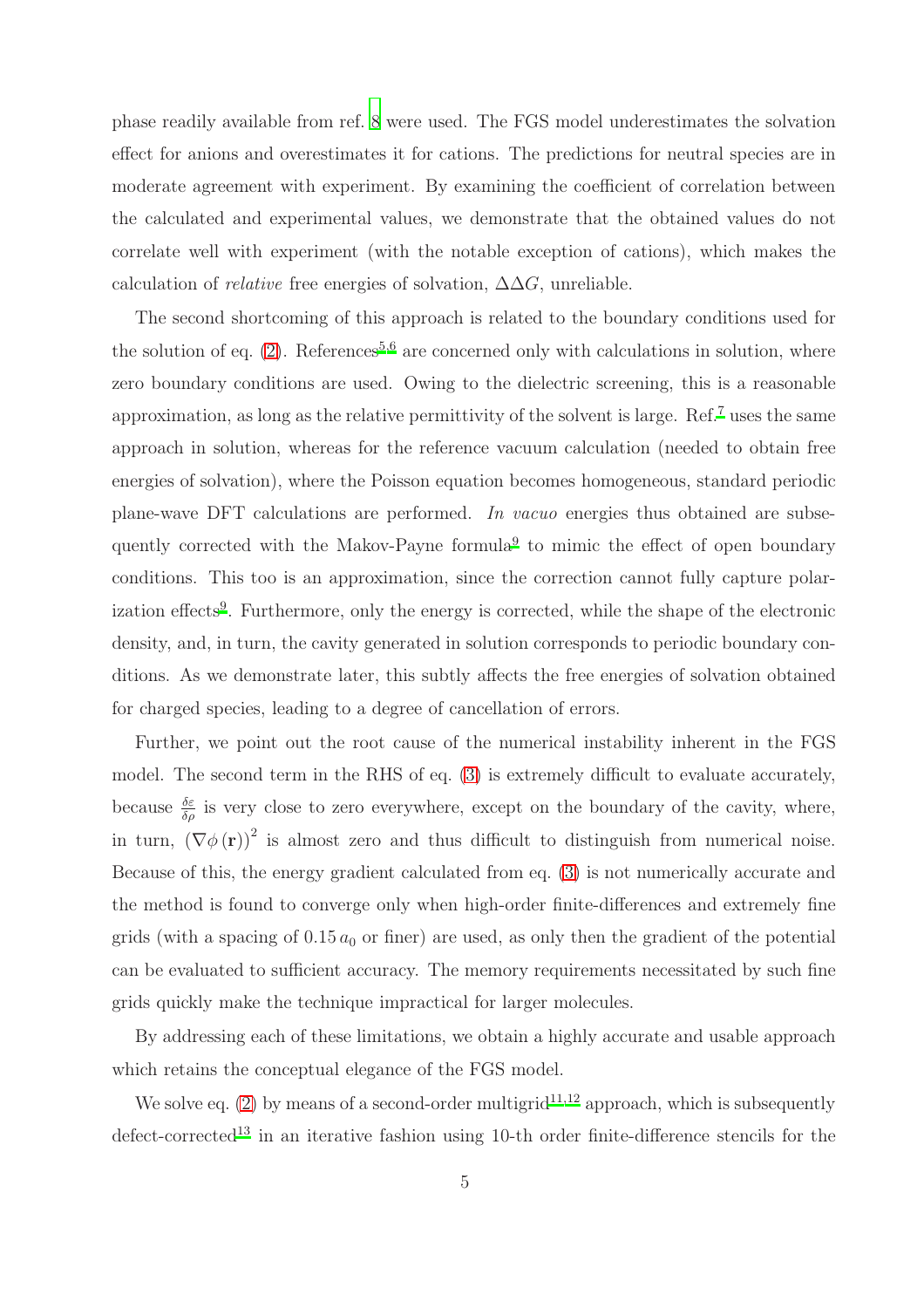phase readily available from ref. [8] were used. The FGS model underestimates the solvation effect for anions and overestimates it for cations. The predictions for neutral species are in moderate agreement with experiment. By examining the coefficient of correlation between the calculated and experimental values, we demonstrate that the obtained values do not correlate well with experiment (with the notable exception of cations), which makes the calculation of *relative* free energies of solvation, $\Delta\Delta G$, unreliable.

The second shortcoming of this approach is related to the boundary conditions used for the solution of eq. (2). References[5,6] are concerned only with calculations in solution, where zero boundary conditions are used. Owing to the dielectric screening, this is a reasonable approximation, as long as the relative permittivity of the solvent is large. Ref.[7] uses the same approach in solution, whereas for the reference vacuum calculation (needed to obtain free energies of solvation), where the Poisson equation becomes homogeneous, standard periodic plane-wave DFT calculations are performed. *In vacuo* energies thus obtained are subsequently corrected with the Makov-Payne formula[9] to mimic the effect of open boundary conditions. This too is an approximation, since the correction cannot fully capture polarization effects[9]. Furthermore, only the energy is corrected, while the shape of the electronic density, and, in turn, the cavity generated in solution corresponds to periodic boundary conditions. As we demonstrate later, this subtly affects the free energies of solvation obtained for charged species, leading to a degree of cancellation of errors.

Further, we point out the root cause of the numerical instability inherent in the FGS model. The second term in the RHS of eq. (3) is extremely difficult to evaluate accurately, because $\frac{\delta\varepsilon}{\delta\rho}$ is very close to zero everywhere, except on the boundary of the cavity, where, in turn, $\left(\nabla\phi\left(\mathbf{r}\right)\right)^2$ is almost zero and thus difficult to distinguish from numerical noise. Because of this, the energy gradient calculated from eq. (3) is not numerically accurate and the method is found to converge only when high-order finite-differences and extremely fine grids (with a spacing of $0.15\,a_0$ or finer) are used, as only then the gradient of the potential can be evaluated to sufficient accuracy. The memory requirements necessitated by such fine grids quickly make the technique impractical for larger molecules.

By addressing each of these limitations, we obtain a highly accurate and usable approach which retains the conceptual elegance of the FGS model.

We solve eq. (2) by means of a second-order multigrid[11,12] approach, which is subsequently defect-corrected[13] in an iterative fashion using 10-th order finite-difference stencils for the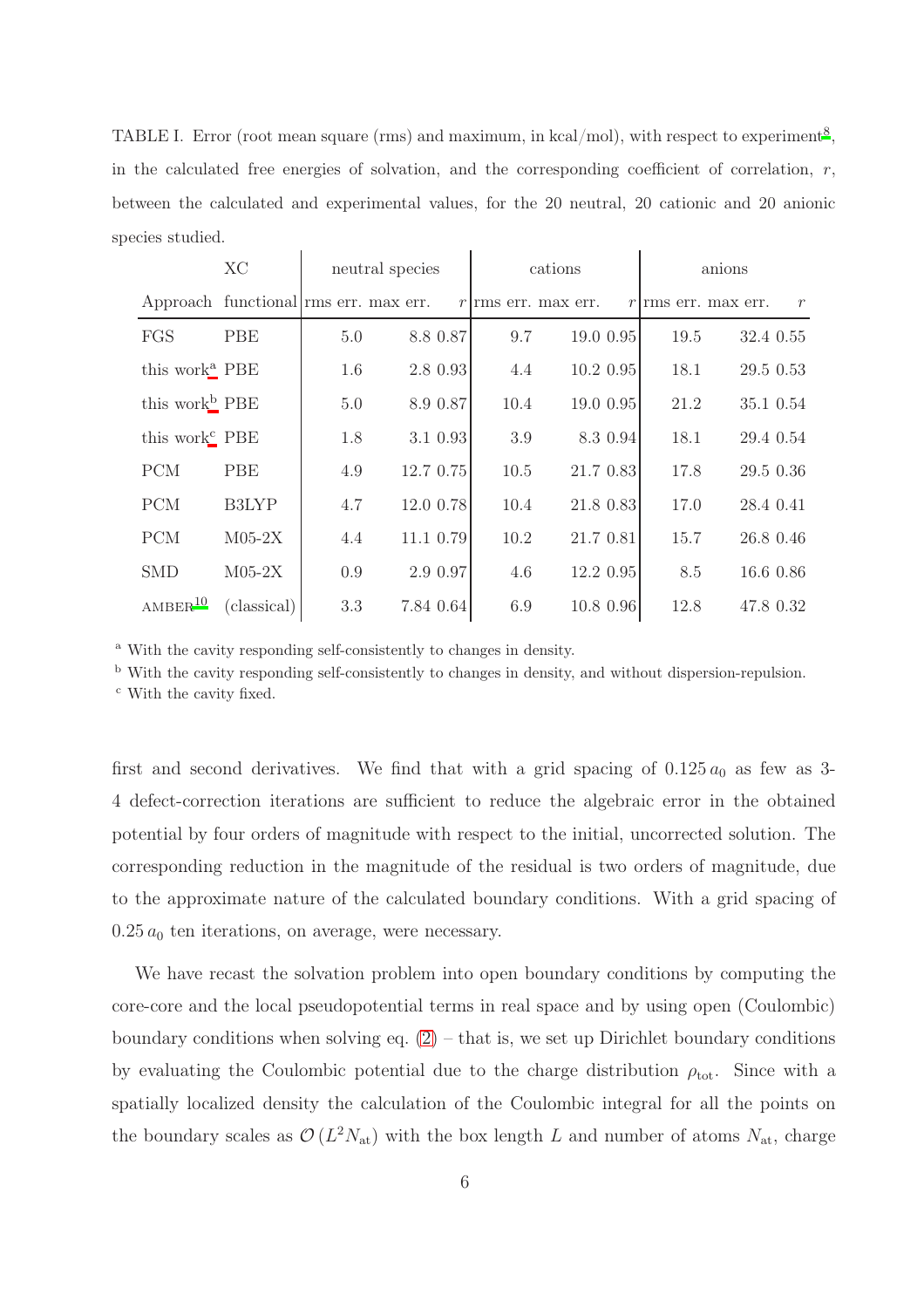TABLE I. Error (root mean square (rms) and maximum, in kcal/mol), with respect to experiment[8], in the calculated free energies of solvation, and the corresponding coefficient of correlation, $r$, between the calculated and experimental values, for the 20 neutral, 20 cationic and 20 anionic species studied.

| | XC | neutral species | | | cations | | | anions | | |
|---|---|---|---|---|---|---|---|---|---|---|
| Approach | functional | rms err. | max err. | $r$ | rms err. | max err. | $r$ | rms err. | max err. | $r$ |
| FGS | PBE | 5.0 | 8.8 | 0.87 | 9.7 | 19.0 | 0.95 | 19.5 | 32.4 | 0.55 |
| this work[a] | PBE | 1.6 | 2.8 | 0.93 | 4.4 | 10.2 | 0.95 | 18.1 | 29.5 | 0.53 |
| this work[b] | PBE | 5.0 | 8.9 | 0.87 | 10.4 | 19.0 | 0.95 | 21.2 | 35.1 | 0.54 |
| this work[c] | PBE | 1.8 | 3.1 | 0.93 | 3.9 | 8.3 | 0.94 | 18.1 | 29.4 | 0.54 |
| PCM | PBE | 4.9 | 12.7 | 0.75 | 10.5 | 21.7 | 0.83 | 17.8 | 29.5 | 0.36 |
| PCM | B3LYP | 4.7 | 12.0 | 0.78 | 10.4 | 21.8 | 0.83 | 17.0 | 28.4 | 0.41 |
| PCM | M05-2X | 4.4 | 11.1 | 0.79 | 10.2 | 21.7 | 0.81 | 15.7 | 26.8 | 0.46 |
| SMD | M05-2X | 0.9 | 2.9 | 0.97 | 4.6 | 12.2 | 0.95 | 8.5 | 16.6 | 0.86 |
| AMBER[10] | (classical) | 3.3 | 7.84 | 0.64 | 6.9 | 10.8 | 0.96 | 12.8 | 47.8 | 0.32 |

[a] With the cavity responding self-consistently to changes in density.

[b] With the cavity responding self-consistently to changes in density, and without dispersion-repulsion.

[c] With the cavity fixed.

first and second derivatives. We find that with a grid spacing of $0.125\,a_0$ as few as 3-4 defect-correction iterations are sufficient to reduce the algebraic error in the obtained potential by four orders of magnitude with respect to the initial, uncorrected solution. The corresponding reduction in the magnitude of the residual is two orders of magnitude, due to the approximate nature of the calculated boundary conditions. With a grid spacing of $0.25\,a_0$ ten iterations, on average, were necessary.

We have recast the solvation problem into open boundary conditions by computing the core-core and the local pseudopotential terms in real space and by using open (Coulombic) boundary conditions when solving eq. (2) – that is, we set up Dirichlet boundary conditions by evaluating the Coulombic potential due to the charge distribution $\rho_{\mathrm{tot}}$. Since with a spatially localized density the calculation of the Coulombic integral for all the points on the boundary scales as $\mathcal{O}\left(L^2 N_{\mathrm{at}}\right)$ with the box length $L$ and number of atoms $N_{\mathrm{at}}$, charge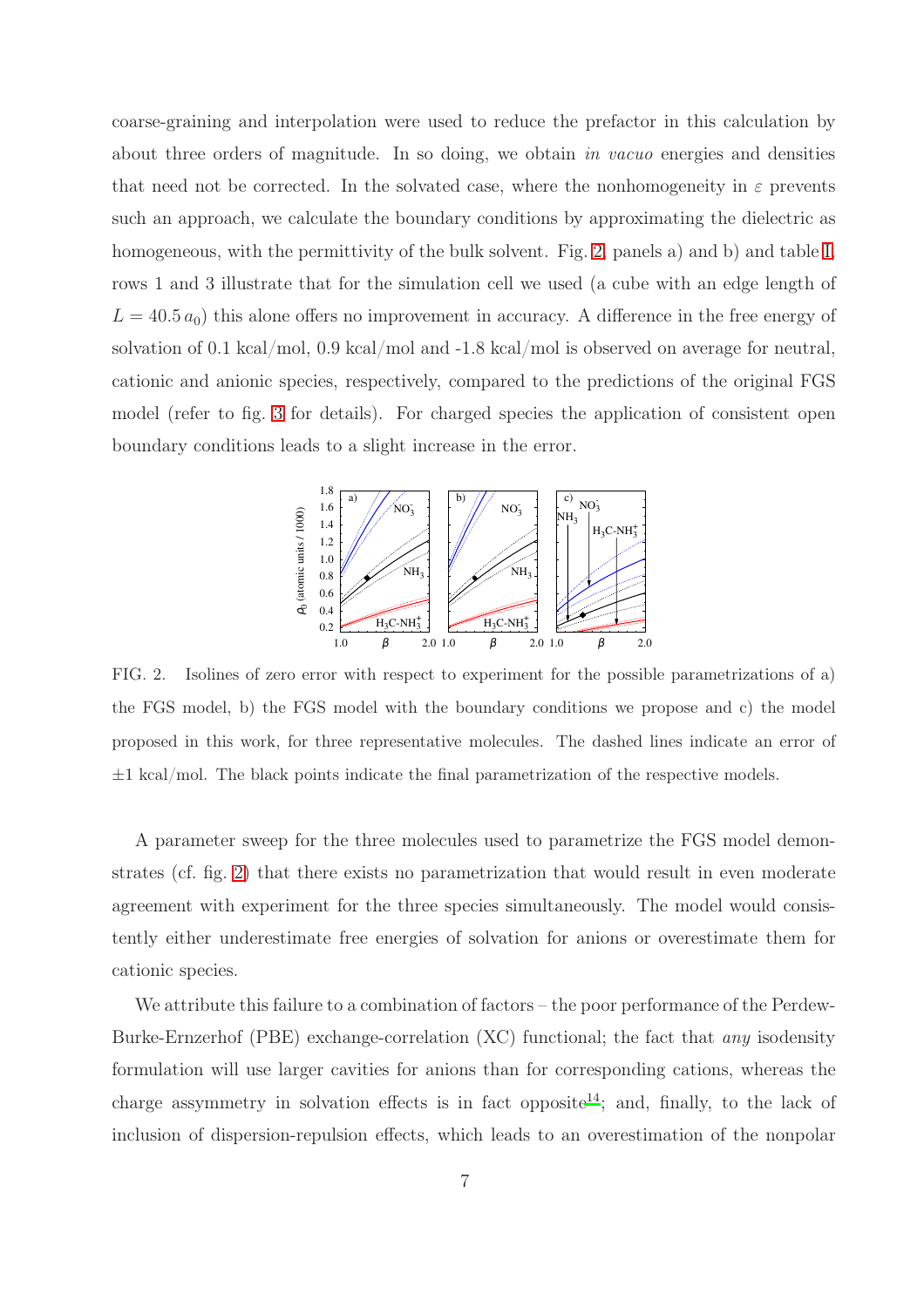coarse-graining and interpolation were used to reduce the prefactor in this calculation by about three orders of magnitude. In so doing, we obtain *in vacuo* energies and densities that need not be corrected. In the solvated case, where the nonhomogeneity in $\varepsilon$ prevents such an approach, we calculate the boundary conditions by approximating the dielectric as homogeneous, with the permittivity of the bulk solvent. Fig. 2, panels a) and b) and table I, rows 1 and 3 illustrate that for the simulation cell we used (a cube with an edge length of $L = 40.5\,a_0$) this alone offers no improvement in accuracy. A difference in the free energy of solvation of 0.1 kcal/mol, 0.9 kcal/mol and -1.8 kcal/mol is observed on average for neutral, cationic and anionic species, respectively, compared to the predictions of the original FGS model (refer to fig. 3 for details). For charged species the application of consistent open boundary conditions leads to a slight increase in the error.

FIG. 2. Isolines of zero error with respect to experiment for the possible parametrizations of a) the FGS model, b) the FGS model with the boundary conditions we propose and c) the model proposed in this work, for three representative molecules. The dashed lines indicate an error of $\pm 1$ kcal/mol. The black points indicate the final parametrization of the respective models.

A parameter sweep for the three molecules used to parametrize the FGS model demonstrates (cf. fig. 2) that there exists no parametrization that would result in even moderate agreement with experiment for the three species simultaneously. The model would consistently either underestimate free energies of solvation for anions or overestimate them for cationic species.

We attribute this failure to a combination of factors – the poor performance of the Perdew-Burke-Ernzerhof (PBE) exchange-correlation (XC) functional; the fact that *any* isodensity formulation will use larger cavities for anions than for corresponding cations, whereas the charge assymmetry in solvation effects is in fact opposite[14]; and, finally, to the lack of inclusion of dispersion-repulsion effects, which leads to an overestimation of the nonpolar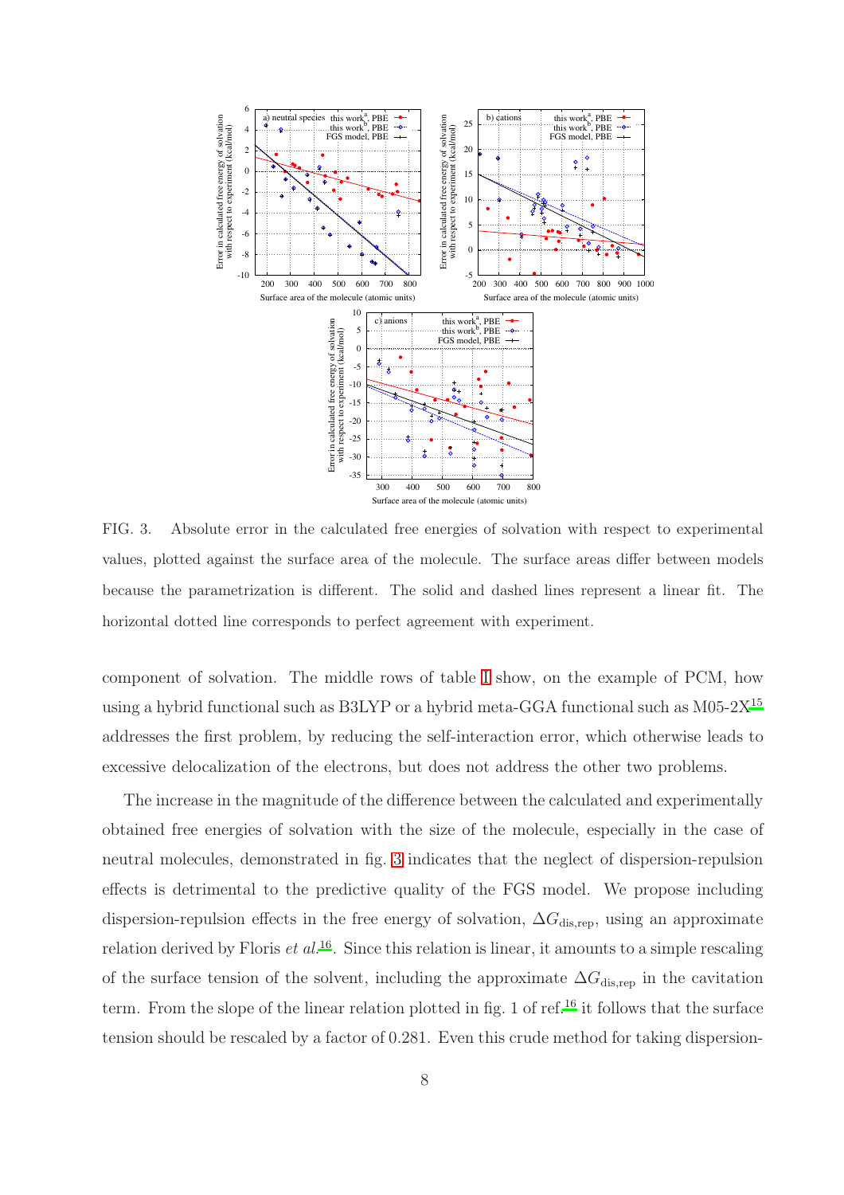FIG. 3. Absolute error in the calculated free energies of solvation with respect to experimental values, plotted against the surface area of the molecule. The surface areas differ between models because the parametrization is different. The solid and dashed lines represent a linear fit. The horizontal dotted line corresponds to perfect agreement with experiment.

component of solvation. The middle rows of table I show, on the example of PCM, how using a hybrid functional such as B3LYP or a hybrid meta-GGA functional such as M05-2X[15] addresses the first problem, by reducing the self-interaction error, which otherwise leads to excessive delocalization of the electrons, but does not address the other two problems.

The increase in the magnitude of the difference between the calculated and experimentally obtained free energies of solvation with the size of the molecule, especially in the case of neutral molecules, demonstrated in fig. 3 indicates that the neglect of dispersion-repulsion effects is detrimental to the predictive quality of the FGS model. We propose including dispersion-repulsion effects in the free energy of solvation, $\Delta G_{\mathrm{dis,rep}}$, using an approximate relation derived by Floris *et al.*[16]. Since this relation is linear, it amounts to a simple rescaling of the surface tension of the solvent, including the approximate $\Delta G_{\mathrm{dis,rep}}$ in the cavitation term. From the slope of the linear relation plotted in fig. 1 of ref.[16] it follows that the surface tension should be rescaled by a factor of 0.281. Even this crude method for taking dispersion-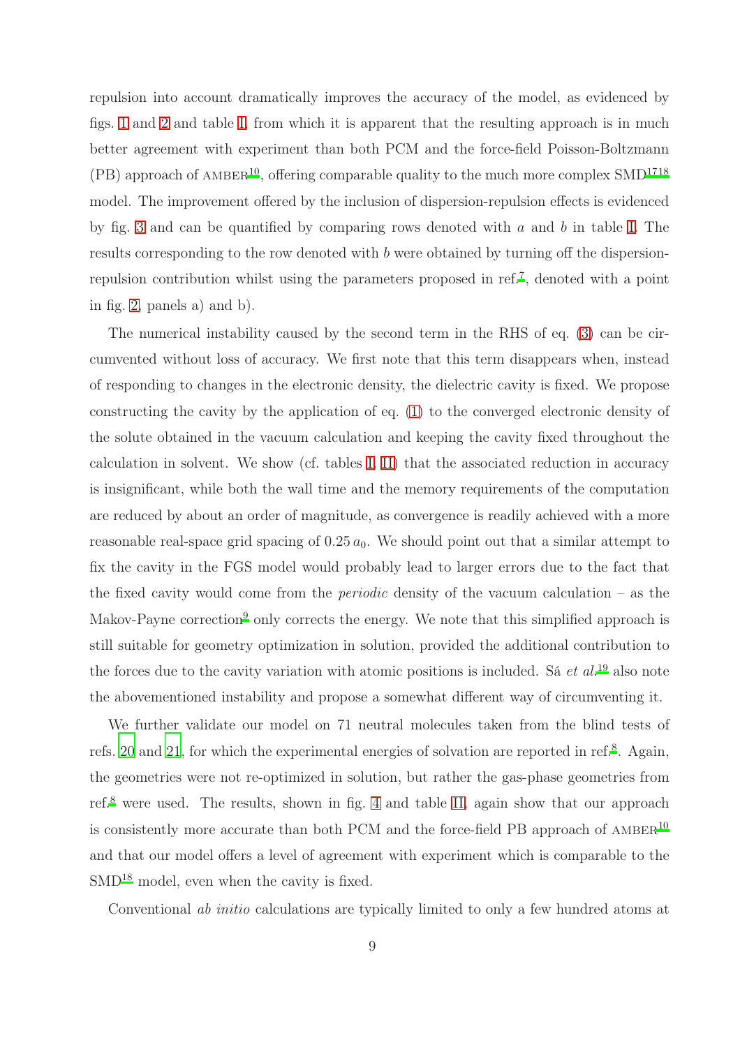repulsion into account dramatically improves the accuracy of the model, as evidenced by figs. 1 and 2 and table I, from which it is apparent that the resulting approach is in much better agreement with experiment than both PCM and the force-field Poisson-Boltzmann (PB) approach of AMBER[10], offering comparable quality to the much more complex SMD[17,18] model. The improvement offered by the inclusion of dispersion-repulsion effects is evidenced by fig. 3 and can be quantified by comparing rows denoted with $a$ and $b$ in table I. The results corresponding to the row denoted with $b$ were obtained by turning off the dispersion-repulsion contribution whilst using the parameters proposed in ref.[7], denoted with a point in fig. 2, panels a) and b).

The numerical instability caused by the second term in the RHS of eq. (3) can be circumvented without loss of accuracy. We first note that this term disappears when, instead of responding to changes in the electronic density, the dielectric cavity is fixed. We propose constructing the cavity by the application of eq. (1) to the converged electronic density of the solute obtained in the vacuum calculation and keeping the cavity fixed throughout the calculation in solvent. We show (cf. tables I, II) that the associated reduction in accuracy is insignificant, while both the wall time and the memory requirements of the computation are reduced by about an order of magnitude, as convergence is readily achieved with a more reasonable real-space grid spacing of $0.25\,a_0$. We should point out that a similar attempt to fix the cavity in the FGS model would probably lead to larger errors due to the fact that the fixed cavity would come from the *periodic* density of the vacuum calculation – as the Makov-Payne correction[9] only corrects the energy. We note that this simplified approach is still suitable for geometry optimization in solution, provided the additional contribution to the forces due to the cavity variation with atomic positions is included. Sá *et al.*[19] also note the abovementioned instability and propose a somewhat different way of circumventing it.

We further validate our model on 71 neutral molecules taken from the blind tests of refs. 20 and 21, for which the experimental energies of solvation are reported in ref.[8]. Again, the geometries were not re-optimized in solution, but rather the gas-phase geometries from ref.[8] were used. The results, shown in fig. 4 and table II, again show that our approach is consistently more accurate than both PCM and the force-field PB approach of AMBER[10] and that our model offers a level of agreement with experiment which is comparable to the SMD[18] model, even when the cavity is fixed.

Conventional *ab initio* calculations are typically limited to only a few hundred atoms at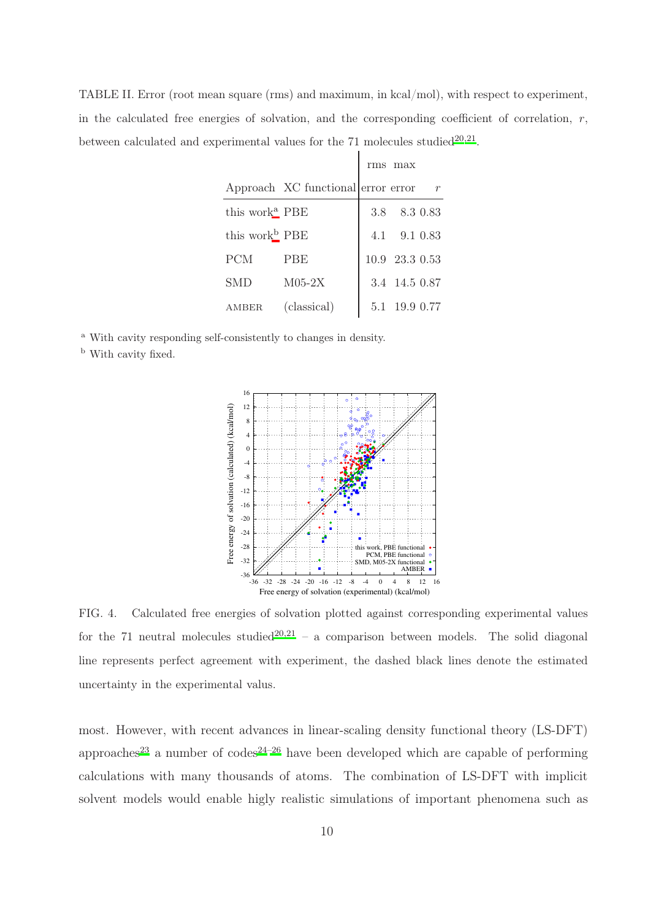TABLE II. Error (root mean square (rms) and maximum, in kcal/mol), with respect to experiment, in the calculated free energies of solvation, and the corresponding coefficient of correlation, $r$, between calculated and experimental values for the 71 molecules studied[20,21].

| Approach | XC functional | rms error | max error | $r$ |
|---|---|---|---|---|
| this work[a] | PBE | 3.8 | 8.3 | 0.83 |
| this work[b] | PBE | 4.1 | 9.1 | 0.83 |
| PCM | PBE | 10.9 | 23.3 | 0.53 |
| SMD | M05-2X | 3.4 | 14.5 | 0.87 |
| AMBER | (classical) | 5.1 | 19.9 | 0.77 |

[a] With cavity responding self-consistently to changes in density.

[b] With cavity fixed.

FIG. 4. Calculated free energies of solvation plotted against corresponding experimental values for the 71 neutral molecules studied[20,21] – a comparison between models. The solid diagonal line represents perfect agreement with experiment, the dashed black lines denote the estimated uncertainty in the experimental valus.

most. However, with recent advances in linear-scaling density functional theory (LS-DFT) approaches[23] a number of codes[24–26] have been developed which are capable of performing calculations with many thousands of atoms. The combination of LS-DFT with implicit solvent models would enable higly realistic simulations of important phenomena such as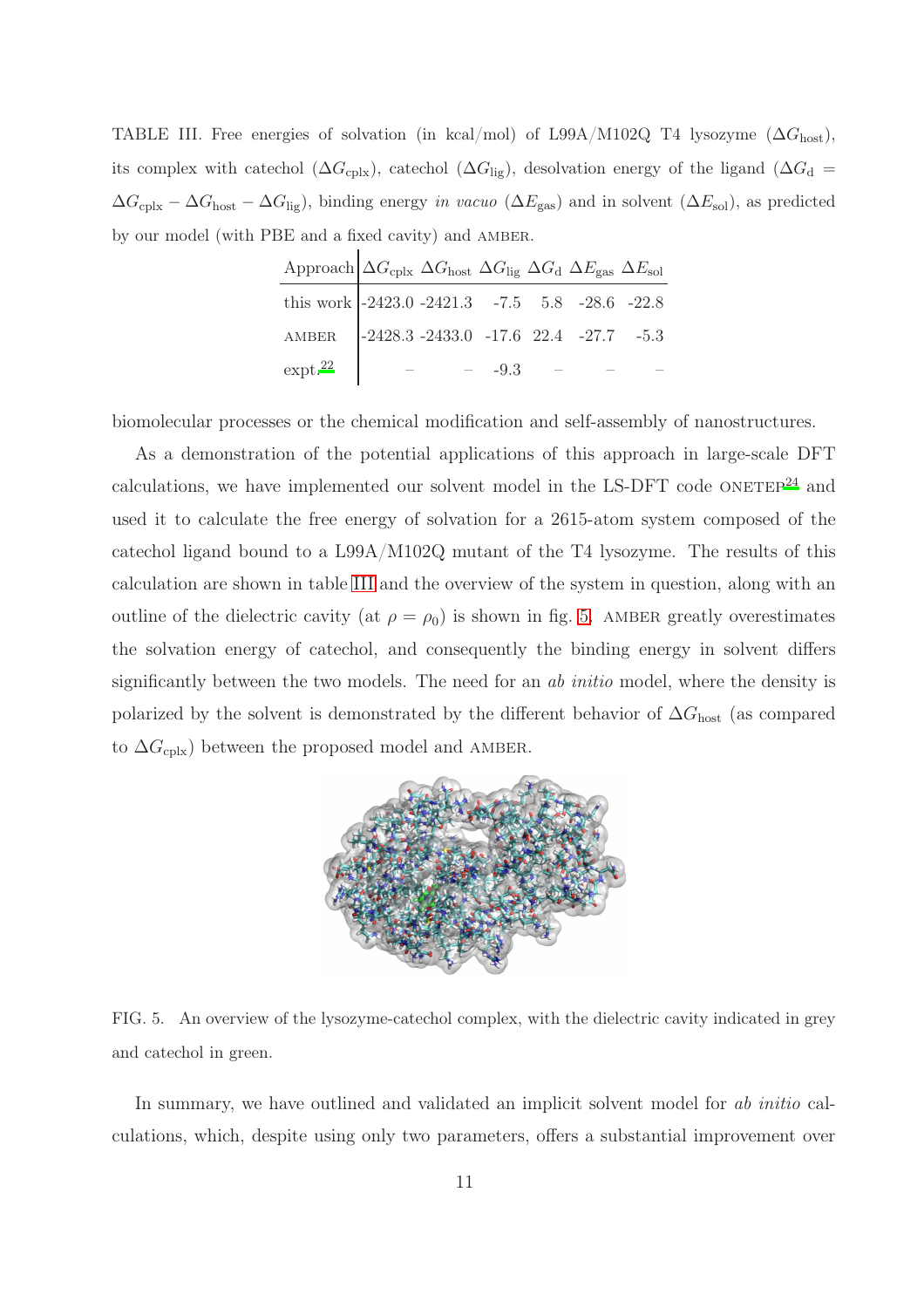TABLE III. Free energies of solvation (in kcal/mol) of L99A/M102Q T4 lysozyme ($\Delta G_{\mathrm{host}}$), its complex with catechol ($\Delta G_{\mathrm{cplx}}$), catechol ($\Delta G_{\mathrm{lig}}$), desolvation energy of the ligand ($\Delta G_{\mathrm{d}} = \Delta G_{\mathrm{cplx}} - \Delta G_{\mathrm{host}} - \Delta G_{\mathrm{lig}}$), binding energy *in vacuo* ($\Delta E_{\mathrm{gas}}$) and in solvent ($\Delta E_{\mathrm{sol}}$), as predicted by our model (with PBE and a fixed cavity) and AMBER.

| Approach | $\Delta G_{\mathrm{cplx}}$ | $\Delta G_{\mathrm{host}}$ | $\Delta G_{\mathrm{lig}}$ | $\Delta G_{\mathrm{d}}$ | $\Delta E_{\mathrm{gas}}$ | $\Delta E_{\mathrm{sol}}$ |
|---|---|---|---|---|---|---|
| this work | -2423.0 | -2421.3 | -7.5 | 5.8 | -28.6 | -22.8 |
| AMBER | -2428.3 | -2433.0 | -17.6 | 22.4 | -27.7 | -5.3 |
| expt.[22] | – | – | -9.3 | – | – | – |

biomolecular processes or the chemical modification and self-assembly of nanostructures.

As a demonstration of the potential applications of this approach in large-scale DFT calculations, we have implemented our solvent model in the LS-DFT code ONETEP[24] and used it to calculate the free energy of solvation for a 2615-atom system composed of the catechol ligand bound to a L99A/M102Q mutant of the T4 lysozyme. The results of this calculation are shown in table III and the overview of the system in question, along with an outline of the dielectric cavity (at $\rho = \rho_0$) is shown in fig. 5. AMBER greatly overestimates the solvation energy of catechol, and consequently the binding energy in solvent differs significantly between the two models. The need for an *ab initio* model, where the density is polarized by the solvent is demonstrated by the different behavior of $\Delta G_{\mathrm{host}}$ (as compared to $\Delta G_{\mathrm{cplx}}$) between the proposed model and AMBER.

FIG. 5. An overview of the lysozyme-catechol complex, with the dielectric cavity indicated in grey and catechol in green.

In summary, we have outlined and validated an implicit solvent model for *ab initio* calculations, which, despite using only two parameters, offers a substantial improvement over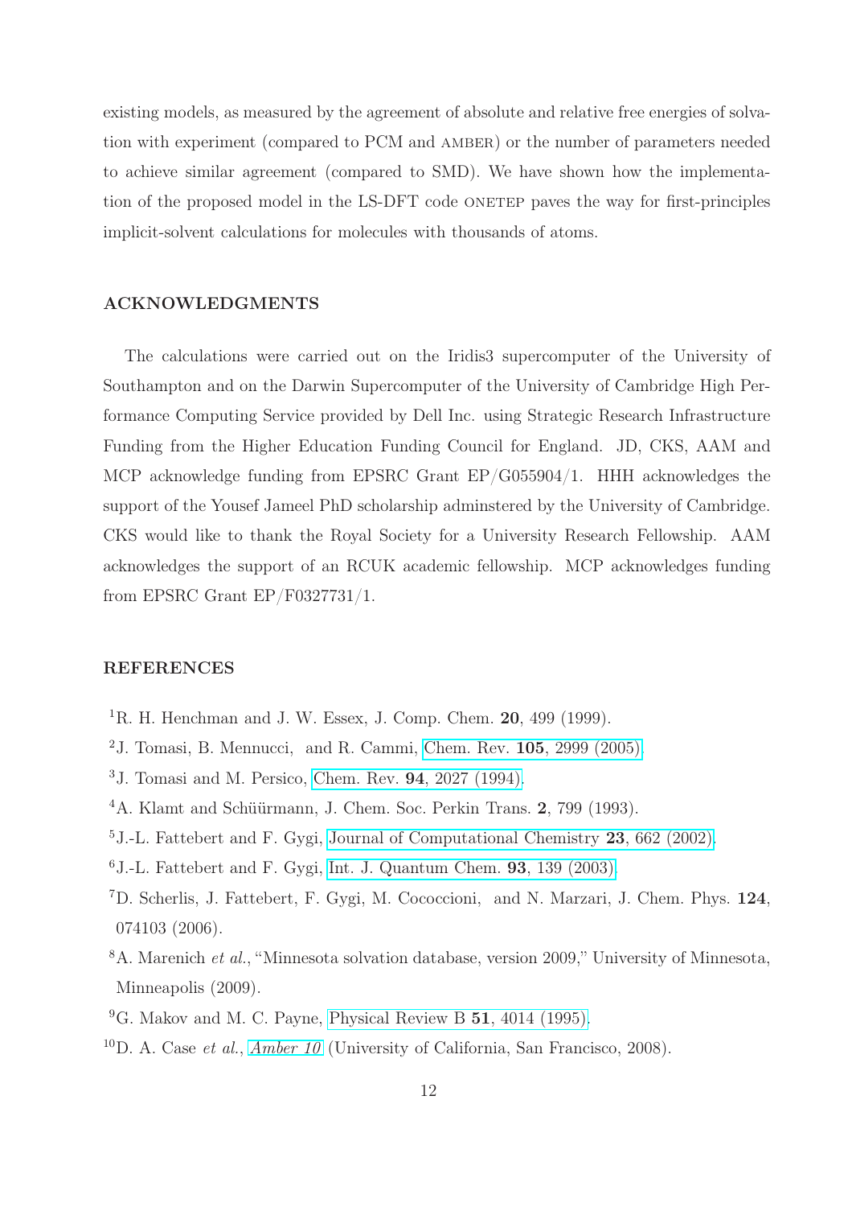existing models, as measured by the agreement of absolute and relative free energies of solvation with experiment (compared to PCM and AMBER) or the number of parameters needed to achieve similar agreement (compared to SMD). We have shown how the implementation of the proposed model in the LS-DFT code ONETEP paves the way for first-principles implicit-solvent calculations for molecules with thousands of atoms.

## ACKNOWLEDGMENTS

The calculations were carried out on the Iridis3 supercomputer of the University of Southampton and on the Darwin Supercomputer of the University of Cambridge High Performance Computing Service provided by Dell Inc. using Strategic Research Infrastructure Funding from the Higher Education Funding Council for England. JD, CKS, AAM and MCP acknowledge funding from EPSRC Grant EP/G055904/1. HHH acknowledges the support of the Yousef Jameel PhD scholarship adminstered by the University of Cambridge. CKS would like to thank the Royal Society for a University Research Fellowship. AAM acknowledges the support of an RCUK academic fellowship. MCP acknowledges funding from EPSRC Grant EP/F0327731/1.

## REFERENCES

[1] R. H. Henchman and J. W. Essex, J. Comp. Chem. **20**, 499 (1999).

[2] J. Tomasi, B. Mennucci, and R. Cammi, Chem. Rev. **105**, 2999 (2005).

[3] J. Tomasi and M. Persico, Chem. Rev. **94**, 2027 (1994).

[4] A. Klamt and Schüürmann, J. Chem. Soc. Perkin Trans. **2**, 799 (1993).

[5] J.-L. Fattebert and F. Gygi, Journal of Computational Chemistry **23**, 662 (2002).

[6] J.-L. Fattebert and F. Gygi, Int. J. Quantum Chem. **93**, 139 (2003).

[7] D. Scherlis, J. Fattebert, F. Gygi, M. Cococcioni, and N. Marzari, J. Chem. Phys. **124**, 074103 (2006).

[8] A. Marenich *et al.*, "Minnesota solvation database, version 2009," University of Minnesota, Minneapolis (2009).

[9] G. Makov and M. C. Payne, Physical Review B **51**, 4014 (1995).

[10] D. A. Case *et al.*, *Amber 10* (University of California, San Francisco, 2008).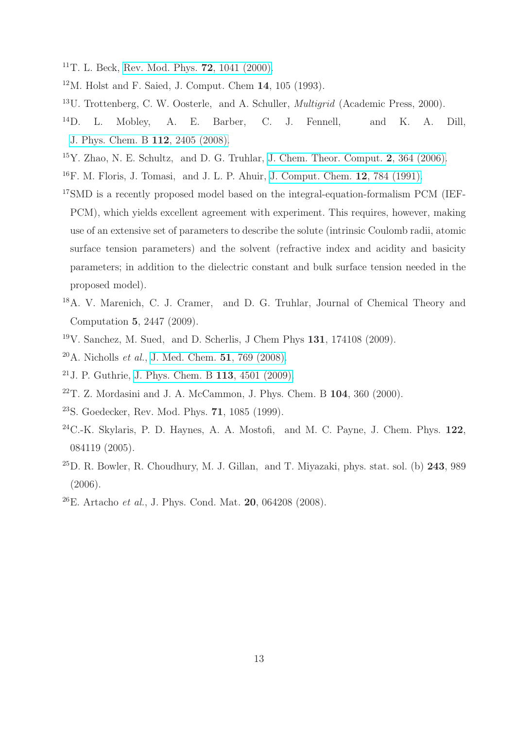[11] T. L. Beck, Rev. Mod. Phys. **72**, 1041 (2000).

[12] M. Holst and F. Saied, J. Comput. Chem **14**, 105 (1993).

[13] U. Trottenberg, C. W. Oosterle, and A. Schuller, *Multigrid* (Academic Press, 2000).

[14] D. L. Mobley, A. E. Barber, C. J. Fennell, and K. A. Dill, J. Phys. Chem. B **112**, 2405 (2008).

[15] Y. Zhao, N. E. Schultz, and D. G. Truhlar, J. Chem. Theor. Comput. **2**, 364 (2006).

[16] F. M. Floris, J. Tomasi, and J. L. P. Ahuir, J. Comput. Chem. **12**, 784 (1991).

[17] SMD is a recently proposed model based on the integral-equation-formalism PCM (IEF-PCM), which yields excellent agreement with experiment. This requires, however, making use of an extensive set of parameters to describe the solute (intrinsic Coulomb radii, atomic surface tension parameters) and the solvent (refractive index and acidity and basicity parameters; in addition to the dielectric constant and bulk surface tension needed in the proposed model).

[18] A. V. Marenich, C. J. Cramer, and D. G. Truhlar, Journal of Chemical Theory and Computation **5**, 2447 (2009).

[19] V. Sanchez, M. Sued, and D. Scherlis, J Chem Phys **131**, 174108 (2009).

[20] A. Nicholls *et al.*, J. Med. Chem. **51**, 769 (2008).

[21] J. P. Guthrie, J. Phys. Chem. B **113**, 4501 (2009).

[22] T. Z. Mordasini and J. A. McCammon, J. Phys. Chem. B **104**, 360 (2000).

[23] S. Goedecker, Rev. Mod. Phys. **71**, 1085 (1999).

[24] C.-K. Skylaris, P. D. Haynes, A. A. Mostofi, and M. C. Payne, J. Chem. Phys. **122**, 084119 (2005).

[25] D. R. Bowler, R. Choudhury, M. J. Gillan, and T. Miyazaki, phys. stat. sol. (b) **243**, 989 (2006).

[26] E. Artacho *et al.*, J. Phys. Cond. Mat. **20**, 064208 (2008).